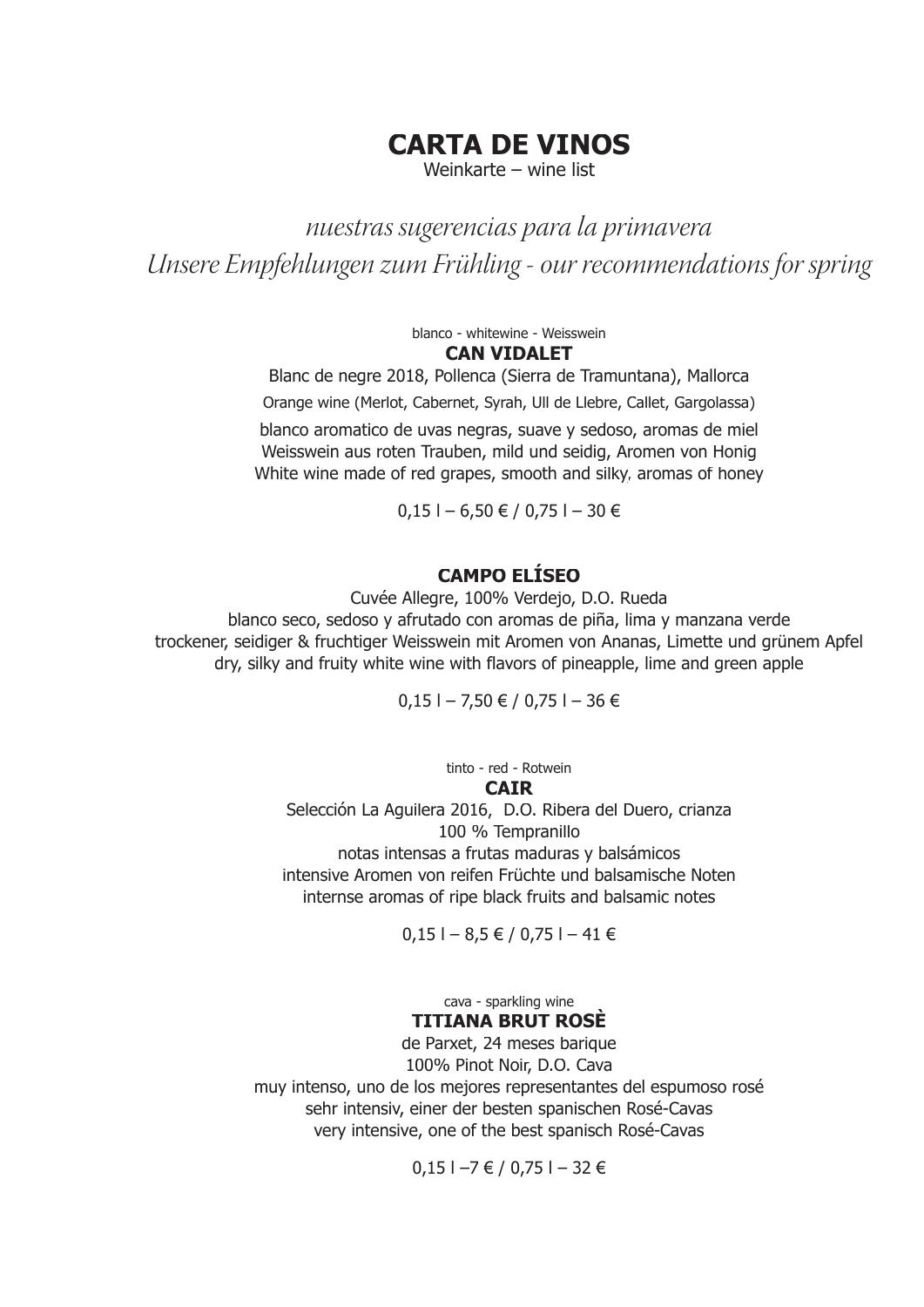# CARTA DE VINOS

Weinkarte – wine list

*nuestras sugerencias para la primavera*

*Unsere Empfehlungen zum Frühling - our recommendations for spring*

blanco - whitewine - Weisswein

**CAN VIDALET**

Blanc de negre 2018, Pollenca (Sierra de Tramuntana), Mallorca

Orange wine (Merlot, Cabernet, Syrah, Ull de Llebre, Callet, Gargolassa)

blanco aromatico de uvas negras, suave y sedoso, aromas de miel

Weisswein aus roten Trauben, mild und seidig, Aromen von Honig

White wine made of red grapes, smooth and silky, aromas of honey

0,15 l – 6,50 € / 0,75 l – 30 €

**CAMPO ELÍSEO**

Cuvée Allegre, 100% Verdejo, D.O. Rueda

blanco seco, sedoso y afrutado con aromas de piña, lima y manzana verde

trockener, seidiger & fruchtiger Weisswein mit Aromen von Ananas, Limette und grünem Apfel

dry, silky and fruity white wine with flavors of pineapple, lime and green apple

0,15 l – 7,50 € / 0,75 l – 36 €

tinto - red - Rotwein

**CAIR**

Selección La Aguilera 2016, D.O. Ribera del Duero, crianza

100 % Tempranillo

notas intensas a frutas maduras y balsámicos

intensive Aromen von reifen Früchte und balsamische Noten

internse aromas of ripe black fruits and balsamic notes

0,15 l – 8,5 € / 0,75 l – 41 €

cava - sparkling wine

**TITIANA BRUT ROSÈ**

de Parxet, 24 meses barique

100% Pinot Noir, D.O. Cava

muy intenso, uno de los mejores representantes del espumoso rosé

sehr intensiv, einer der besten spanischen Rosé-Cavas

very intensive, one of the best spanisch Rosé-Cavas

0,15 l –7 € / 0,75 l – 32 €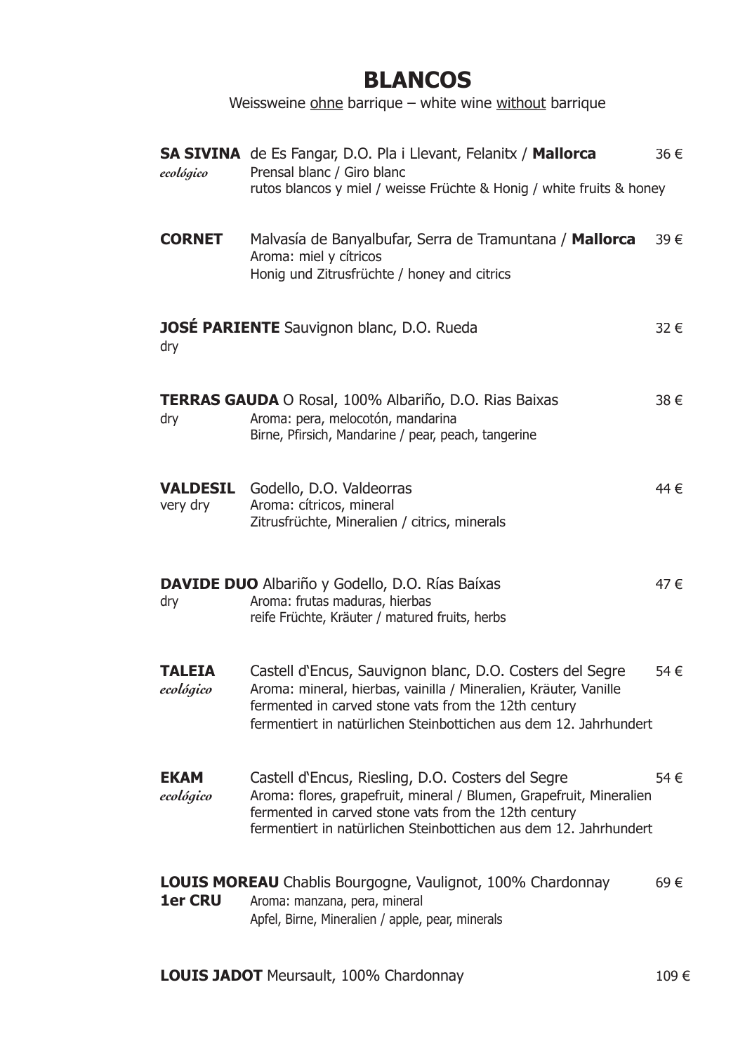# BLANCOS

Weissweine ohne barrique – white wine without barrique

**SA SIVINA** de Es Fangar, D.O. Pla i Llevant, Felanitx / **Mallorca** — 36 €
*ecológico*
Prensal blanc / Giro blanc
rutos blancos y miel / weisse Früchte & Honig / white fruits & honey

**CORNET** Malvasía de Banyalbufar, Serra de Tramuntana / **Mallorca** — 39 €
Aroma: miel y cítricos
Honig und Zitrusfrüchte / honey and citrics

**JOSÉ PARIENTE** Sauvignon blanc, D.O. Rueda — 32 €
dry

**TERRAS GAUDA** O Rosal, 100% Albariño, D.O. Rias Baixas — 38 €
dry
Aroma: pera, melocotón, mandarina
Birne, Pfirsich, Mandarine / pear, peach, tangerine

**VALDESIL** Godello, D.O. Valdeorras — 44 €
very dry
Aroma: cítricos, mineral
Zitrusfrüchte, Mineralien / citrics, minerals

**DAVIDE DUO** Albariño y Godello, D.O. Rías Baíxas — 47 €
dry
Aroma: frutas maduras, hierbas
reife Früchte, Kräuter / matured fruits, herbs

**TALEIA** Castell d'Encus, Sauvignon blanc, D.O. Costers del Segre — 54 €
*ecológico*
Aroma: mineral, hierbas, vainilla / Mineralien, Kräuter, Vanille
fermented in carved stone vats from the 12th century
fermentiert in natürlichen Steinbottichen aus dem 12. Jahrhundert

**EKAM** Castell d'Encus, Riesling, D.O. Costers del Segre — 54 €
*ecológico*
Aroma: flores, grapefruit, mineral / Blumen, Grapefruit, Mineralien
fermented in carved stone vats from the 12th century
fermentiert in natürlichen Steinbottichen aus dem 12. Jahrhundert

**LOUIS MOREAU** Chablis Bourgogne, Vaulignot, 100% Chardonnay — 69 €
**1er CRU**
Aroma: manzana, pera, mineral
Apfel, Birne, Mineralien / apple, pear, minerals

**LOUIS JADOT** Meursault, 100% Chardonnay — 109 €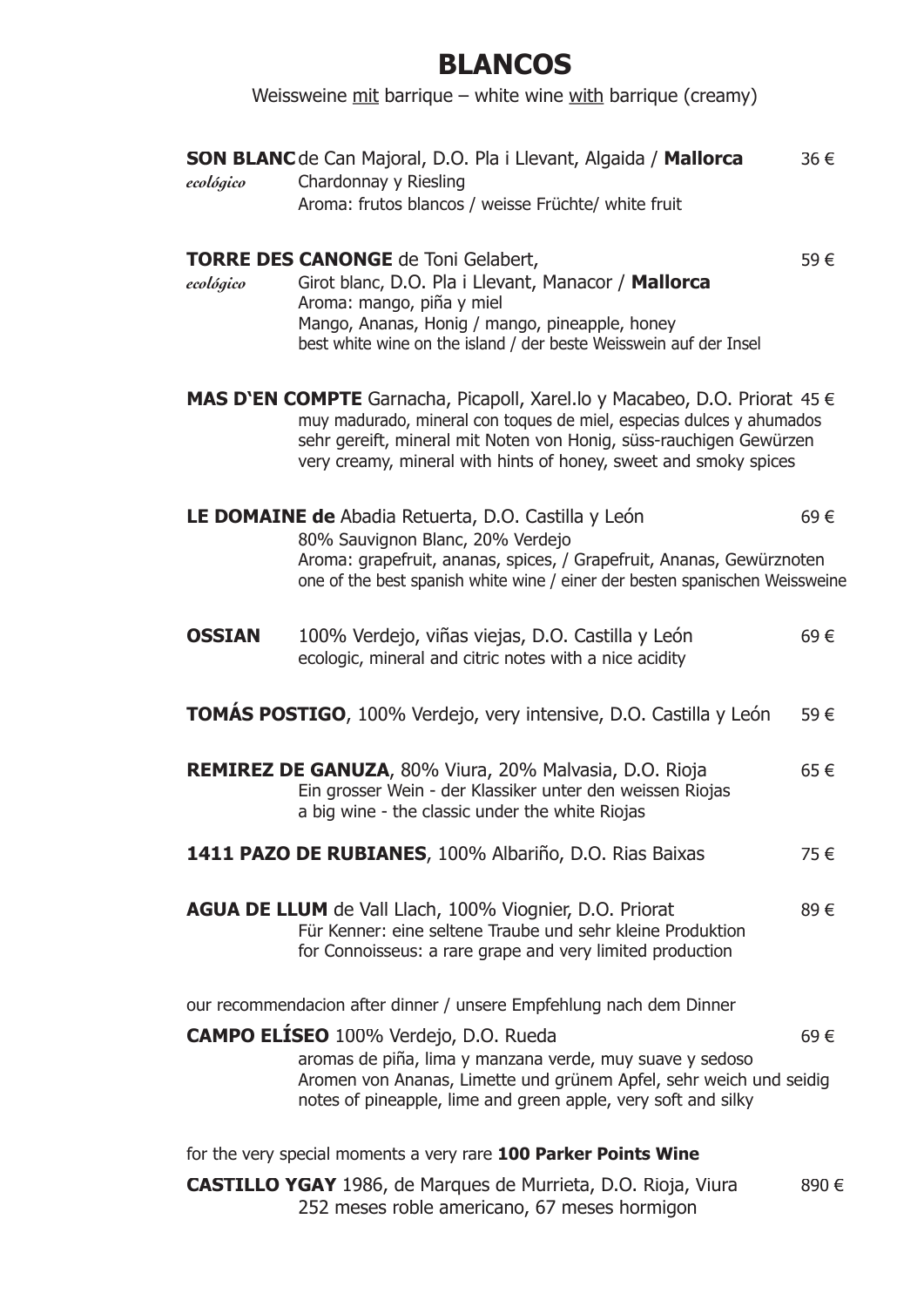# BLANCOS

Weissweine <u>mit</u> barrique – white wine <u>with</u> barrique (creamy)

**SON BLANC** de Can Majoral, D.O. Pla i Llevant, Algaida / **Mallorca** 36 €
*ecológico* Chardonnay y Riesling
Aroma: frutos blancos / weisse Früchte/ white fruit

**TORRE DES CANONGE** de Toni Gelabert, 59 €
*ecológico* Girot blanc, D.O. Pla i Llevant, Manacor / **Mallorca**
Aroma: mango, piña y miel
Mango, Ananas, Honig / mango, pineapple, honey
best white wine on the island / der beste Weisswein auf der Insel

**MAS D'EN COMPTE** Garnacha, Picapoll, Xarel.lo y Macabeo, D.O. Priorat 45 €
muy madurado, mineral con toques de miel, especias dulces y ahumados
sehr gereift, mineral mit Noten von Honig, süss-rauchigen Gewürzen
very creamy, mineral with hints of honey, sweet and smoky spices

**LE DOMAINE de** Abadia Retuerta, D.O. Castilla y León 69 €
80% Sauvignon Blanc, 20% Verdejo
Aroma: grapefruit, ananas, spices, / Grapefruit, Ananas, Gewürznoten
one of the best spanish white wine / einer der besten spanischen Weissweine

**OSSIAN** 100% Verdejo, viñas viejas, D.O. Castilla y León 69 €
ecologic, mineral and citric notes with a nice acidity

**TOMÁS POSTIGO**, 100% Verdejo, very intensive, D.O. Castilla y León 59 €

**REMIREZ DE GANUZA**, 80% Viura, 20% Malvasia, D.O. Rioja 65 €
Ein grosser Wein - der Klassiker unter den weissen Riojas
a big wine - the classic under the white Riojas

**1411 PAZO DE RUBIANES**, 100% Albariño, D.O. Rias Baixas 75 €

**AGUA DE LLUM** de Vall Llach, 100% Viognier, D.O. Priorat 89 €
Für Kenner: eine seltene Traube und sehr kleine Produktion
for Connoisseus: a rare grape and very limited production

our recommendacion after dinner / unsere Empfehlung nach dem Dinner

**CAMPO ELÍSEO** 100% Verdejo, D.O. Rueda 69 €
aromas de piña, lima y manzana verde, muy suave y sedoso
Aromen von Ananas, Limette und grünem Apfel, sehr weich und seidig
notes of pineapple, lime and green apple, very soft and silky

for the very special moments a very rare **100 Parker Points Wine**

**CASTILLO YGAY** 1986, de Marques de Murrieta, D.O. Rioja, Viura 890 €
252 meses roble americano, 67 meses hormigon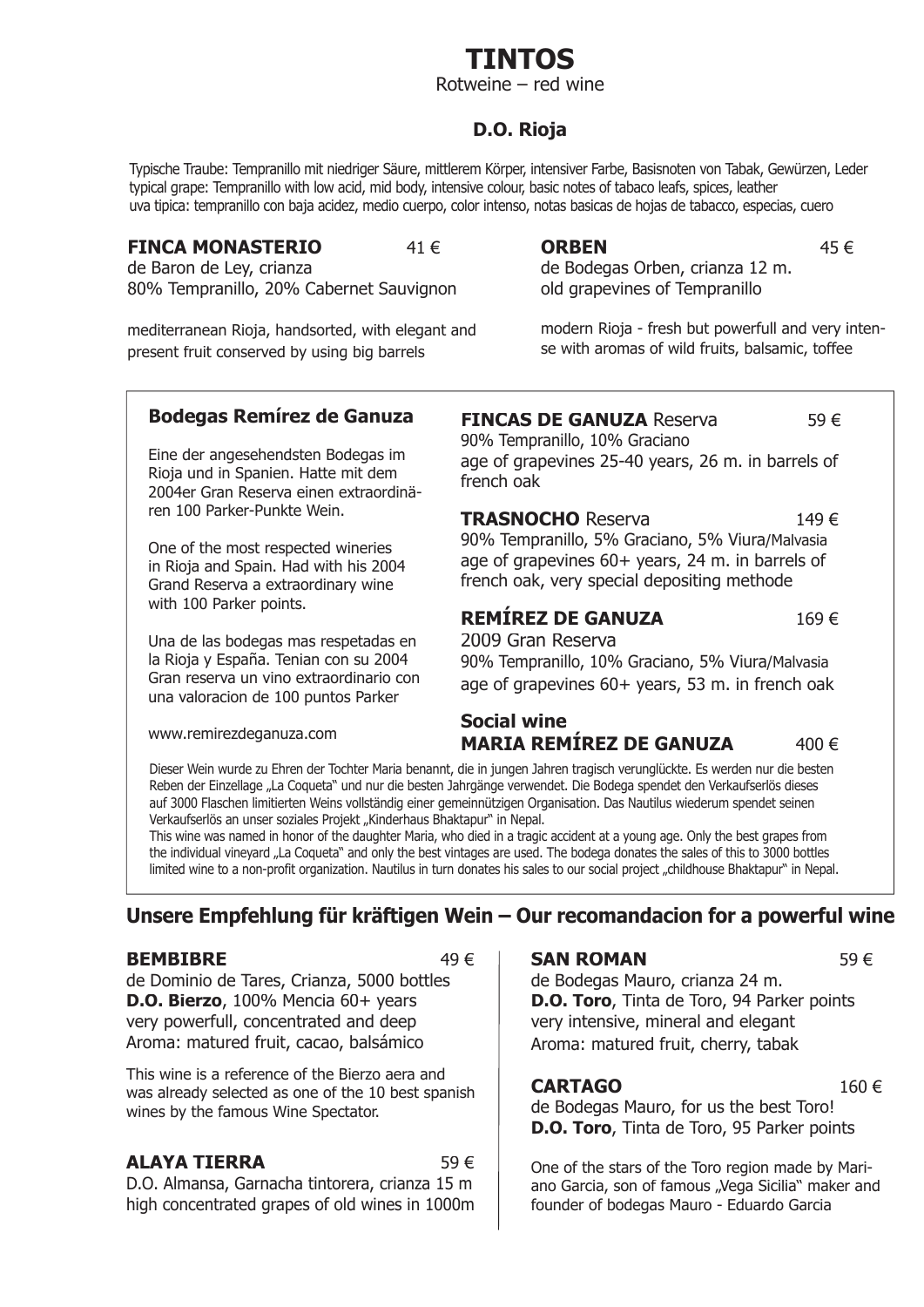# TINTOS

Rotweine – red wine

## D.O. Rioja

Typische Traube: Tempranillo mit niedriger Säure, mittlerem Körper, intensiver Farbe, Basisnoten von Tabak, Gewürzen, Leder
typical grape: Tempranillo with low acid, mid body, intensive colour, basic notes of tabaco leafs, spices, leather
uva tipica: tempranillo con baja acidez, medio cuerpo, color intenso, notas basicas de hojas de tabacco, especias, cuero

**FINCA MONASTERIO** 41 €
de Baron de Ley, crianza
80% Tempranillo, 20% Cabernet Sauvignon

mediterranean Rioja, handsorted, with elegant and present fruit conserved by using big barrels

**ORBEN** 45 €
de Bodegas Orben, crianza 12 m.
old grapevines of Tempranillo

modern Rioja - fresh but powerfull and very intense with aromas of wild fruits, balsamic, toffee

### Bodegas Remírez de Ganuza

Eine der angesehendsten Bodegas im Rioja und in Spanien. Hatte mit dem 2004er Gran Reserva einen extraordinären 100 Parker-Punkte Wein.

One of the most respected wineries in Rioja and Spain. Had with his 2004 Grand Reserva a extraordinary wine with 100 Parker points.

Una de las bodegas mas respetadas en la Rioja y España. Tenian con su 2004 Gran reserva un vino extraordinario con una valoracion de 100 puntos Parker

www.remirezdeganuza.com

**FINCAS DE GANUZA** Reserva 59 €
90% Tempranillo, 10% Graciano
age of grapevines 25-40 years, 26 m. in barrels of french oak

**TRASNOCHO** Reserva 149 €
90% Tempranillo, 5% Graciano, 5% Viura/Malvasia
age of grapevines 60+ years, 24 m. in barrels of french oak, very special depositing methode

**REMÍREZ DE GANUZA** 169 €
2009 Gran Reserva
90% Tempranillo, 10% Graciano, 5% Viura/Malvasia
age of grapevines 60+ years, 53 m. in french oak

**Social wine**
**MARIA REMÍREZ DE GANUZA** 400 €

Dieser Wein wurde zu Ehren der Tochter Maria benannt, die in jungen Jahren tragisch verunglückte. Es werden nur die besten Reben der Einzellage „La Coqueta" und nur die besten Jahrgänge verwendet. Die Bodega spendet den Verkaufserlös dieses auf 3000 Flaschen limitierten Weins vollständig einer gemeinnützigen Organisation. Das Nautilus wiederum spendet seinen Verkaufserlös an unser soziales Projekt „Kinderhaus Bhaktapur" in Nepal.
This wine was named in honor of the daughter Maria, who died in a tragic accident at a young age. Only the best grapes from the individual vineyard „La Coqueta" and only the best vintages are used. The bodega donates the sales of this to 3000 bottles limited wine to a non-profit organization. Nautilus in turn donates his sales to our social project „childhouse Bhaktapur" in Nepal.

## Unsere Empfehlung für kräftigen Wein – Our recomandacion for a powerful wine

**BEMBIBRE** 49 €
de Dominio de Tares, Crianza, 5000 bottles
**D.O. Bierzo**, 100% Mencia 60+ years
very powerfull, concentrated and deep
Aroma: matured fruit, cacao, balsámico

This wine is a reference of the Bierzo aera and was already selected as one of the 10 best spanish wines by the famous Wine Spectator.

**ALAYA TIERRA** 59 €
D.O. Almansa, Garnacha tintorera, crianza 15 m
high concentrated grapes of old wines in 1000m

**SAN ROMAN** 59 €
de Bodegas Mauro, crianza 24 m.
**D.O. Toro**, Tinta de Toro, 94 Parker points
very intensive, mineral and elegant
Aroma: matured fruit, cherry, tabak

**CARTAGO** 160 €
de Bodegas Mauro, for us the best Toro!
**D.O. Toro**, Tinta de Toro, 95 Parker points

One of the stars of the Toro region made by Mariano Garcia, son of famous „Vega Sicilia" maker and founder of bodegas Mauro - Eduardo Garcia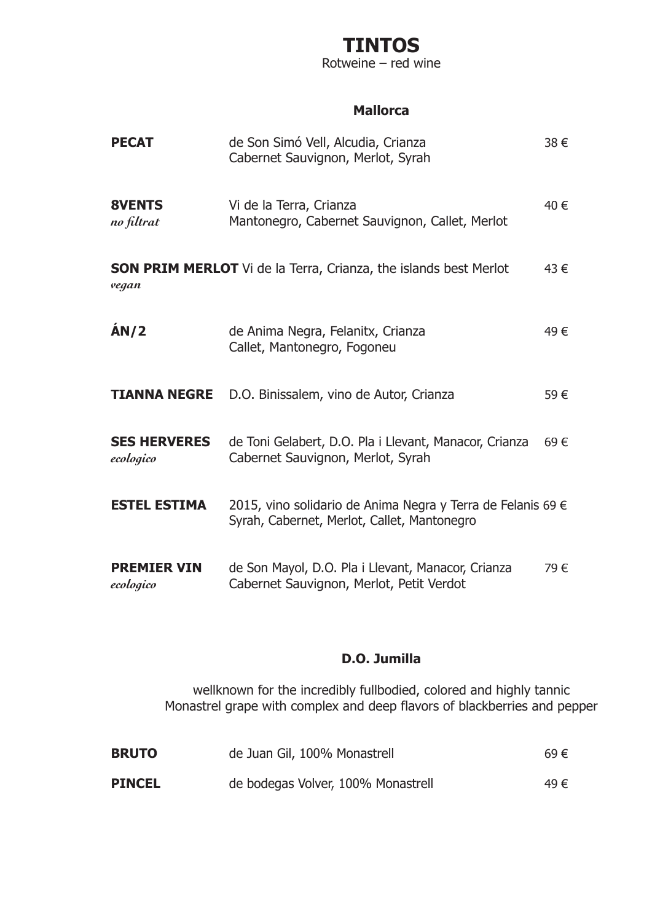# TINTOS

Rotweine – red wine

## Mallorca

| | | |
|---|---|---|
| **PECAT** | de Son Simó Vell, Alcudia, Crianza<br>Cabernet Sauvignon, Merlot, Syrah | 38 € |
| **8VENTS**<br>*no filtrat* | Vi de la Terra, Crianza<br>Mantonegro, Cabernet Sauvignon, Callet, Merlot | 40 € |
| **SON PRIM MERLOT**<br>*vegan* | Vi de la Terra, Crianza, the islands best Merlot | 43 € |
| **ÁN/2** | de Anima Negra, Felanitx, Crianza<br>Callet, Mantonegro, Fogoneu | 49 € |
| **TIANNA NEGRE** | D.O. Binissalem, vino de Autor, Crianza | 59 € |
| **SES HERVERES**<br>*ecologico* | de Toni Gelabert, D.O. Pla i Llevant, Manacor, Crianza<br>Cabernet Sauvignon, Merlot, Syrah | 69 € |
| **ESTEL ESTIMA** | 2015, vino solidario de Anima Negra y Terra de Felanis<br>Syrah, Cabernet, Merlot, Callet, Mantonegro | 69 € |
| **PREMIER VIN**<br>*ecologico* | de Son Mayol, D.O. Pla i Llevant, Manacor, Crianza<br>Cabernet Sauvignon, Merlot, Petit Verdot | 79 € |

## D.O. Jumilla

wellknown for the incredibly fullbodied, colored and highly tannic Monastrel grape with complex and deep flavors of blackberries and pepper

| | | |
|---|---|---|
| **BRUTO** | de Juan Gil, 100% Monastrell | 69 € |
| **PINCEL** | de bodegas Volver, 100% Monastrell | 49 € |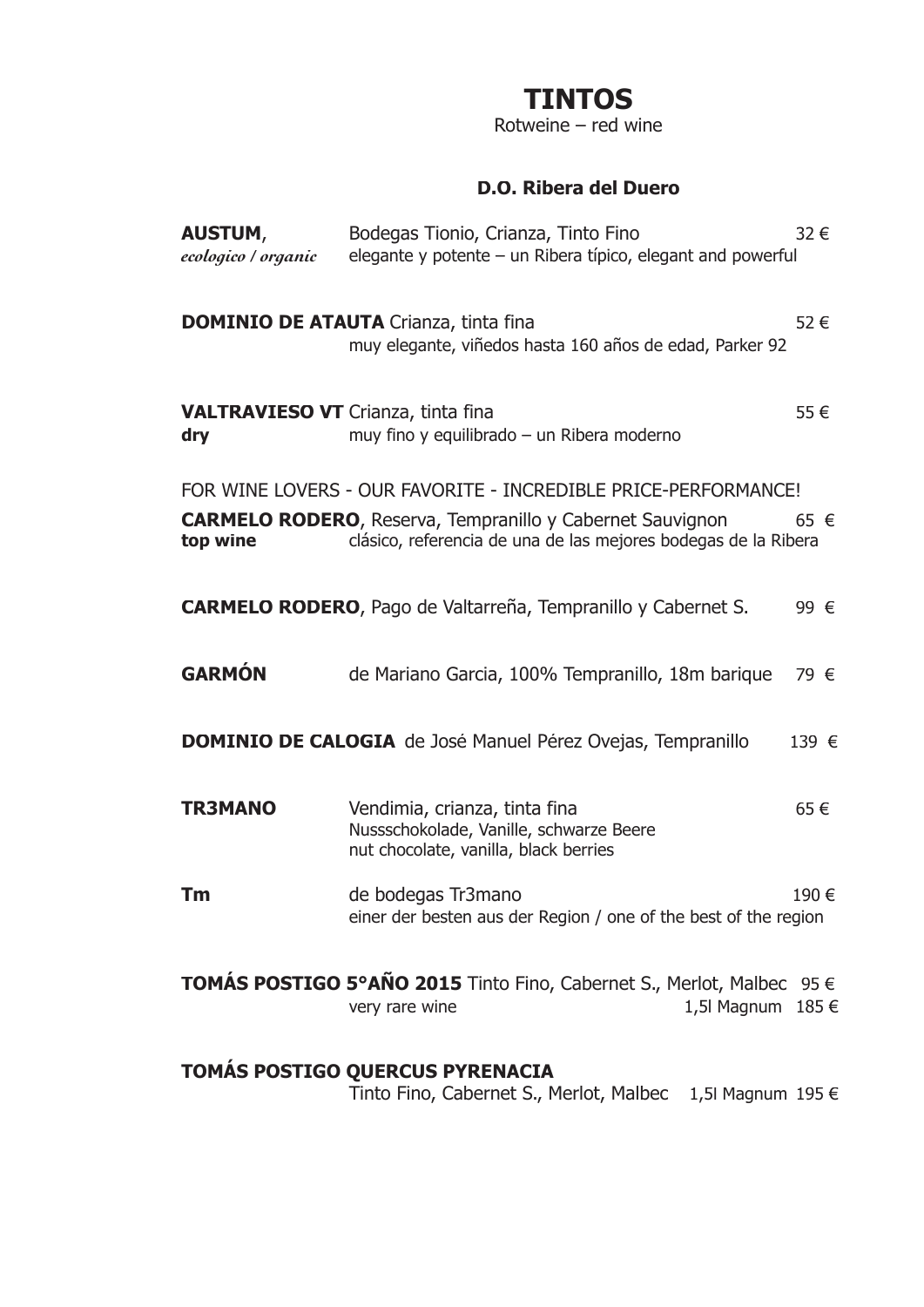# TINTOS

Rotweine – red wine

## D.O. Ribera del Duero

**AUSTUM**, *ecologico / organic* — Bodegas Tionio, Crianza, Tinto Fino — 32 €
elegante y potente – un Ribera típico, elegant and powerful

**DOMINIO DE ATAUTA** Crianza, tinta fina — 52 €
muy elegante, viñedos hasta 160 años de edad, Parker 92

**VALTRAVIESO VT** Crianza, tinta fina — 55 €
**dry** — muy fino y equilibrado – un Ribera moderno

FOR WINE LOVERS - OUR FAVORITE - INCREDIBLE PRICE-PERFORMANCE!

**CARMELO RODERO**, Reserva, Tempranillo y Cabernet Sauvignon — 65 €
**top wine** — clásico, referencia de una de las mejores bodegas de la Ribera

**CARMELO RODERO**, Pago de Valtarreña, Tempranillo y Cabernet S. — 99 €

**GARMÓN** — de Mariano Garcia, 100% Tempranillo, 18m barique — 79 €

**DOMINIO DE CALOGIA** de José Manuel Pérez Ovejas, Tempranillo — 139 €

**TR3MANO** — Vendimia, crianza, tinta fina — 65 €
Nussschokolade, Vanille, schwarze Beere
nut chocolate, vanilla, black berries

**Tm** — de bodegas Tr3mano — 190 €
einer der besten aus der Region / one of the best of the region

**TOMÁS POSTIGO 5°AÑO 2015** Tinto Fino, Cabernet S., Merlot, Malbec — 95 €
very rare wine — 1,5l Magnum 185 €

**TOMÁS POSTIGO QUERCUS PYRENACIA**
Tinto Fino, Cabernet S., Merlot, Malbec — 1,5l Magnum 195 €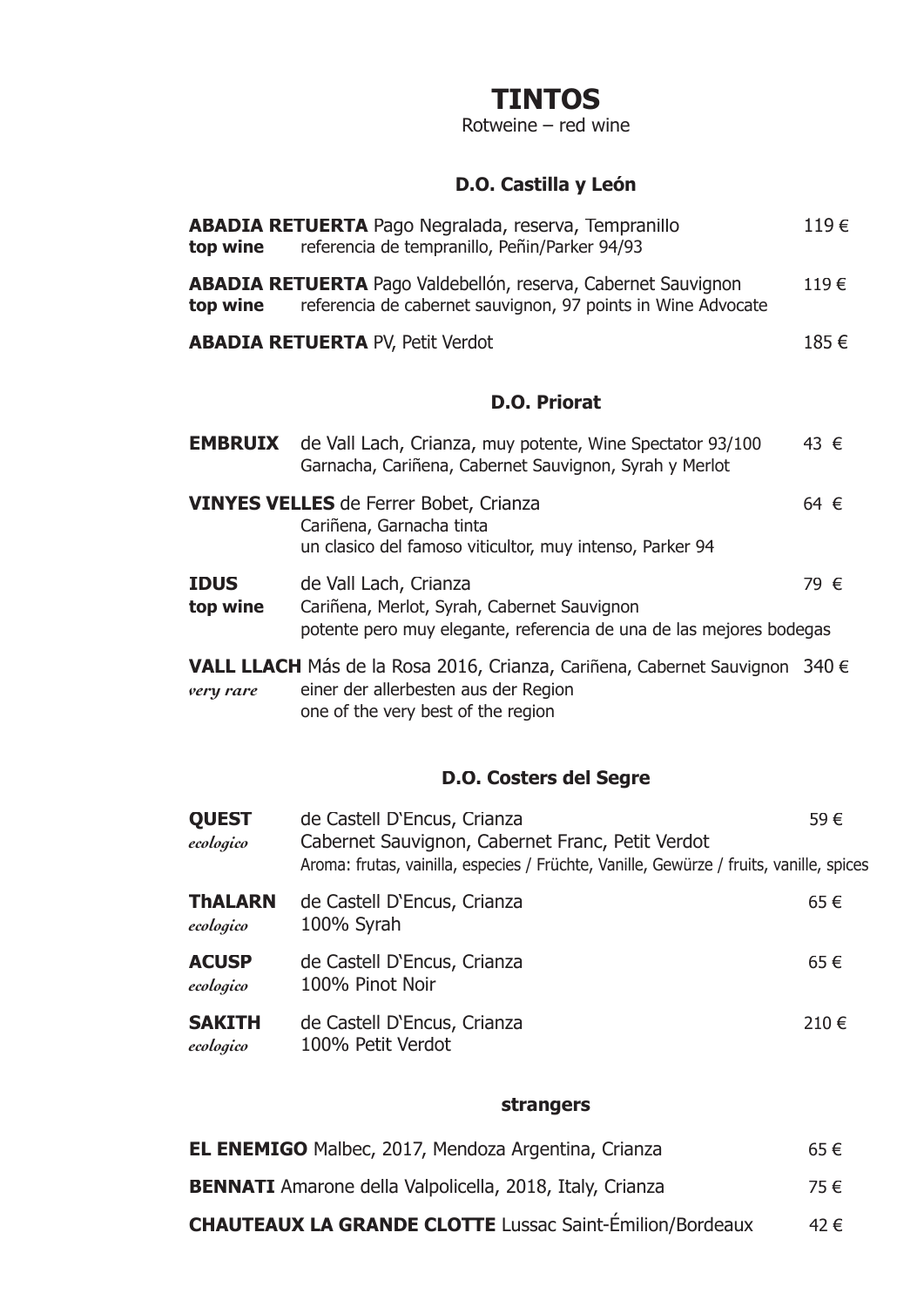# TINTOS

Rotweine – red wine

## D.O. Castilla y León

**ABADIA RETUERTA** Pago Negralada, reserva, Tempranillo 119 €
**top wine** referencia de tempranillo, Peñin/Parker 94/93

**ABADIA RETUERTA** Pago Valdebellón, reserva, Cabernet Sauvignon 119 €
**top wine** referencia de cabernet sauvignon, 97 points in Wine Advocate

**ABADIA RETUERTA** PV, Petit Verdot 185 €

## D.O. Priorat

**EMBRUIX** de Vall Lach, Crianza, muy potente, Wine Spectator 93/100 43 €
Garnacha, Cariñena, Cabernet Sauvignon, Syrah y Merlot

**VINYES VELLES** de Ferrer Bobet, Crianza 64 €
Cariñena, Garnacha tinta
un clasico del famoso viticultor, muy intenso, Parker 94

**IDUS** de Vall Lach, Crianza 79 €
**top wine** Cariñena, Merlot, Syrah, Cabernet Sauvignon
potente pero muy elegante, referencia de una de las mejores bodegas

**VALL LLACH** Más de la Rosa 2016, Crianza, Cariñena, Cabernet Sauvignon 340 €
*very rare* einer der allerbesten aus der Region
one of the very best of the region

## D.O. Costers del Segre

**QUEST** de Castell D'Encus, Crianza 59 €
*ecologico* Cabernet Sauvignon, Cabernet Franc, Petit Verdot
Aroma: frutas, vainilla, especies / Früchte, Vanille, Gewürze / fruits, vanille, spices

**ThALARN** de Castell D'Encus, Crianza 65 €
*ecologico* 100% Syrah

**ACUSP** de Castell D'Encus, Crianza 65 €
*ecologico* 100% Pinot Noir

**SAKITH** de Castell D'Encus, Crianza 210 €
*ecologico* 100% Petit Verdot

## strangers

**EL ENEMIGO** Malbec, 2017, Mendoza Argentina, Crianza 65 €

**BENNATI** Amarone della Valpolicella, 2018, Italy, Crianza 75 €

**CHAUTEAUX LA GRANDE CLOTTE** Lussac Saint-Émilion/Bordeaux 42 €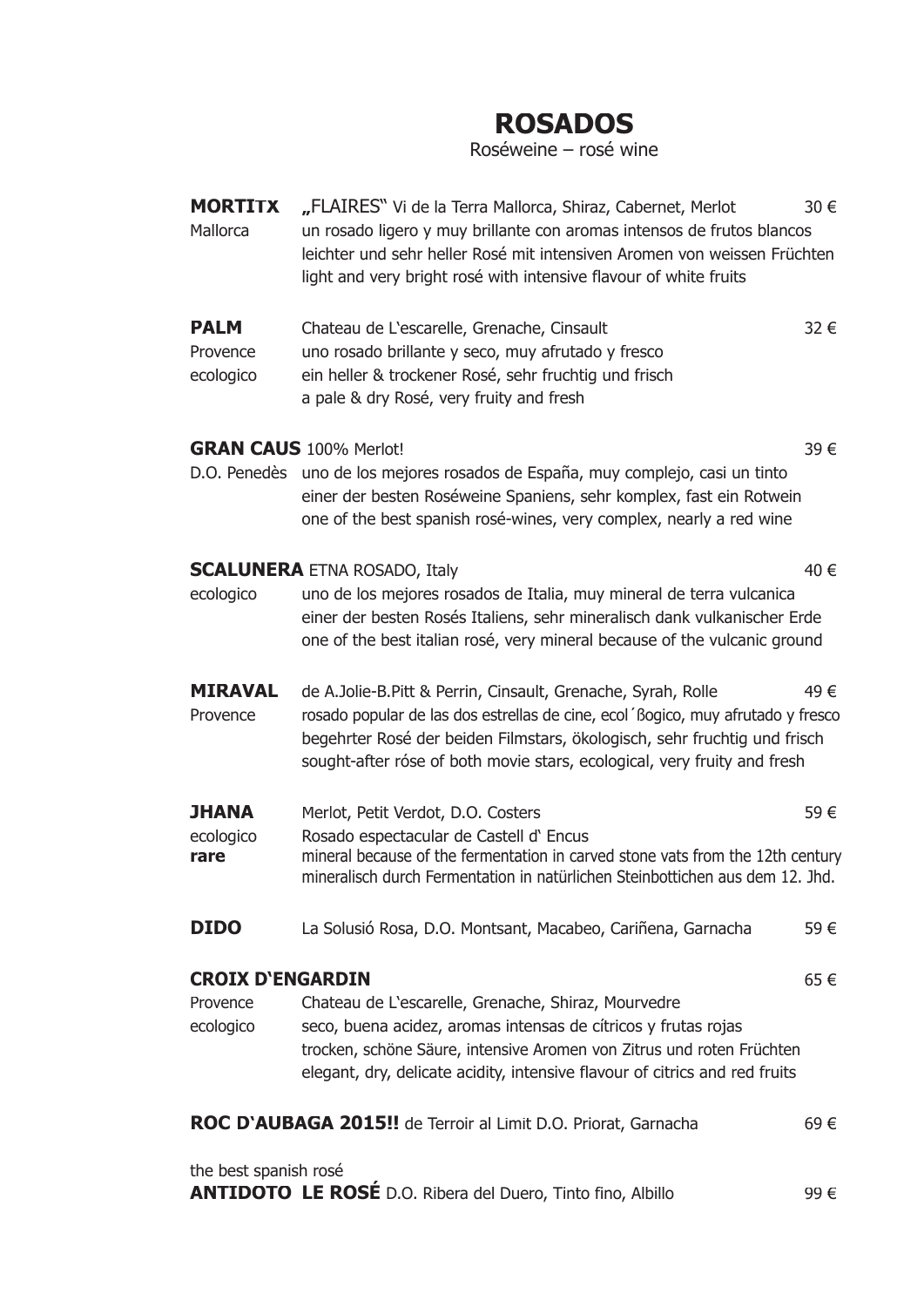# ROSADOS

Roséweine – rosé wine

**MORTITX** Mallorca
„FLAIRES" Vi de la Terra Mallorca, Shiraz, Cabernet, Merlot — 30 €
un rosado ligero y muy brillante con aromas intensos de frutos blancos
leichter und sehr heller Rosé mit intensiven Aromen von weissen Früchten
light and very bright rosé with intensive flavour of white fruits

**PALM** Provence ecologico
Chateau de L'escarelle, Grenache, Cinsault — 32 €
uno rosado brillante y seco, muy afrutado y fresco
ein heller & trockener Rosé, sehr fruchtig und frisch
a pale & dry Rosé, very fruity and fresh

**GRAN CAUS** 100% Merlot! — 39 €
D.O. Penedès
uno de los mejores rosados de España, muy complejo, casi un tinto
einer der besten Roséweine Spaniens, sehr komplex, fast ein Rotwein
one of the best spanish rosé-wines, very complex, nearly a red wine

**SCALUNERA** ETNA ROSADO, Italy — 40 €
ecologico
uno de los mejores rosados de Italia, muy mineral de terra vulcanica
einer der besten Rosés Italiens, sehr mineralisch dank vulkanischer Erde
one of the best italian rosé, very mineral because of the vulcanic ground

**MIRAVAL** Provence
de A.Jolie-B.Pitt & Perrin, Cinsault, Grenache, Syrah, Rolle — 49 €
rosado popular de las dos estrellas de cine, ecol´ßogico, muy afrutado y fresco
begehrter Rosé der beiden Filmstars, ökologisch, sehr fruchtig und frisch
sought-after róse of both movie stars, ecological, very fruity and fresh

**JHANA** ecologico **rare**
Merlot, Petit Verdot, D.O. Costers — 59 €
Rosado espectacular de Castell d' Encus
mineral because of the fermentation in carved stone vats from the 12th century
mineralisch durch Fermentation in natürlichen Steinbottichen aus dem 12. Jhd.

**DIDO** La Solusió Rosa, D.O. Montsant, Macabeo, Cariñena, Garnacha — 59 €

**CROIX D'ENGARDIN** — 65 €
Provence ecologico
Chateau de L'escarelle, Grenache, Shiraz, Mourvedre
seco, buena acidez, aromas intensas de cítricos y frutas rojas
trocken, schöne Säure, intensive Aromen von Zitrus und roten Früchten
elegant, dry, delicate acidity, intensive flavour of citrics and red fruits

**ROC D'AUBAGA 2015!!** de Terroir al Limit D.O. Priorat, Garnacha — 69 €

the best spanish rosé
**ANTIDOTO LE ROSÉ** D.O. Ribera del Duero, Tinto fino, Albillo — 99 €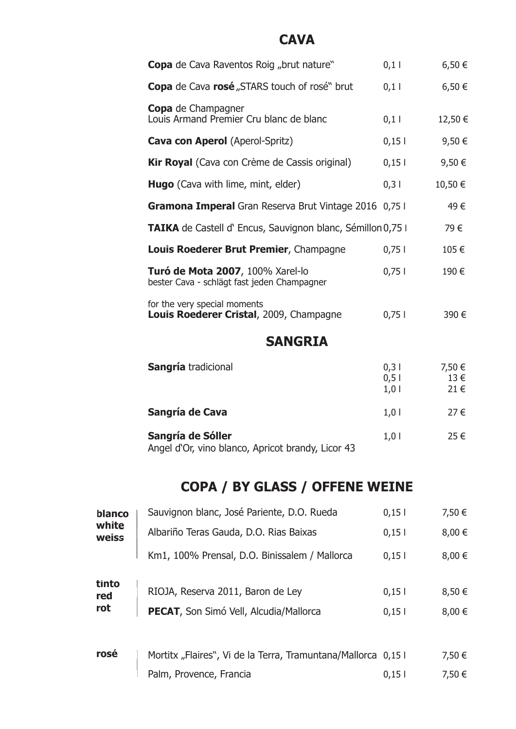## CAVA

| | | |
|---|---|---|
| **Copa** de Cava Raventos Roig „brut nature" | 0,1 l | 6,50 € |
| **Copa** de Cava **rosé** „STARS touch of rosé" brut | 0,1 l | 6,50 € |
| **Copa** de Champagner<br>Louis Armand Premier Cru blanc de blanc | 0,1 l | 12,50 € |
| **Cava con Aperol** (Aperol-Spritz) | 0,15 l | 9,50 € |
| **Kir Royal** (Cava con Crème de Cassis original) | 0,15 l | 9,50 € |
| **Hugo** (Cava with lime, mint, elder) | 0,3 l | 10,50 € |
| **Gramona Imperal** Gran Reserva Brut Vintage 2016 | 0,75 l | 49 € |
| **TAIKA** de Castell d' Encus, Sauvignon blanc, Sémillon | 0,75 l | 79 € |
| **Louis Roederer Brut Premier**, Champagne | 0,75 l | 105 € |
| **Turó de Mota 2007**, 100% Xarel-lo<br>bester Cava - schlägt fast jeden Champagner | 0,75 l | 190 € |
| for the very special moments<br>**Louis Roederer Cristal**, 2009, Champagne | 0,75 l | 390 € |

## SANGRIA

| | | |
|---|---|---|
| **Sangría** tradicional | 0,3 l<br>0,5 l<br>1,0 l | 7,50 €<br>13 €<br>21 € |
| **Sangría de Cava** | 1,0 l | 27 € |
| **Sangría de Sóller**<br>Angel d'Or, vino blanco, Apricot brandy, Licor 43 | 1,0 l | 25 € |

## COPA / BY GLASS / OFFENE WEINE

| | | | |
|---|---|---|---|
| **blanco white weiss** | Sauvignon blanc, José Pariente, D.O. Rueda | 0,15 l | 7,50 € |
| | Albariño Teras Gauda, D.O. Rias Baixas | 0,15 l | 8,00 € |
| | Km1, 100% Prensal, D.O. Binissalem / Mallorca | 0,15 l | 8,00 € |
| **tinto red rot** | RIOJA, Reserva 2011, Baron de Ley | 0,15 l | 8,50 € |
| | **PECAT**, Son Simó Vell, Alcudia/Mallorca | 0,15 l | 8,00 € |
| **rosé** | Mortitx „Flaires", Vi de la Terra, Tramuntana/Mallorca | 0,15 l | 7,50 € |
| | Palm, Provence, Francia | 0,15 l | 7,50 € |